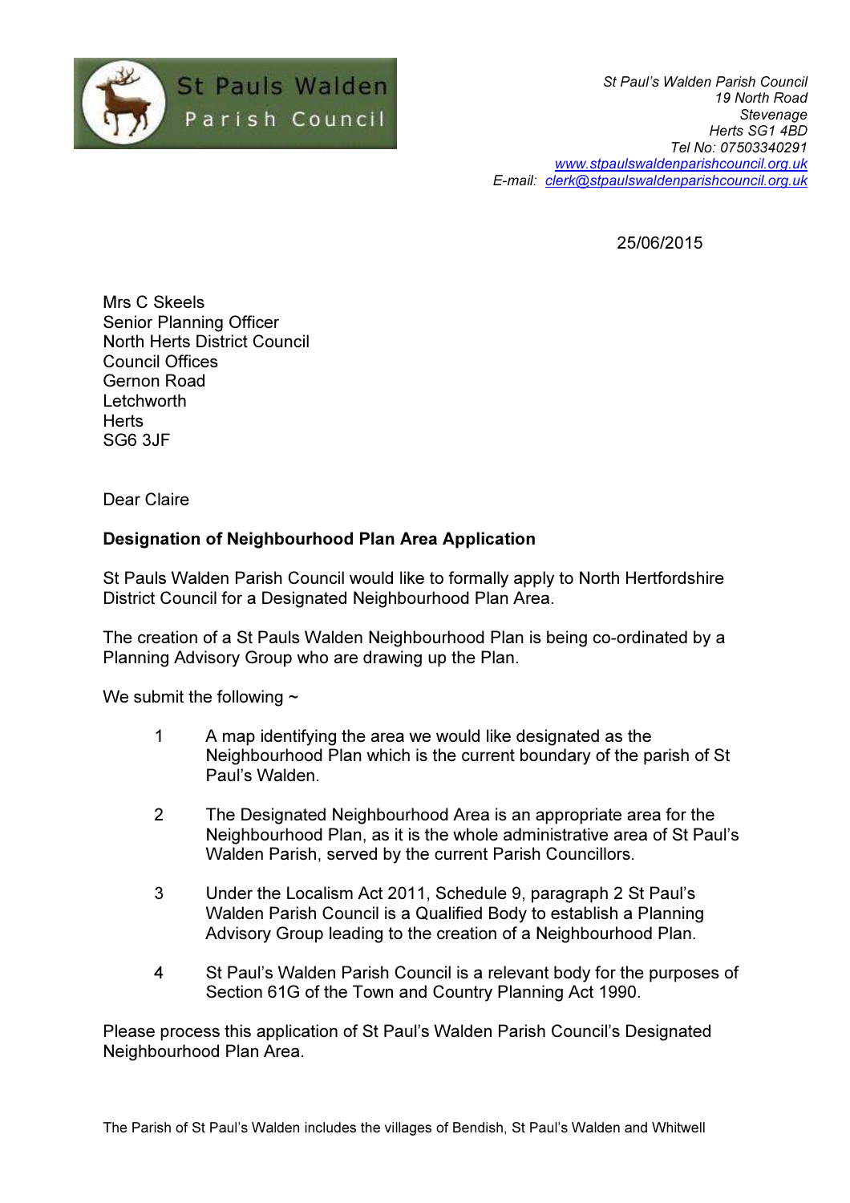St Pauls Walden
Parish Council

*St Paul's Walden Parish Council*
*19 North Road*
*Stevenage*
*Herts SG1 4BD*
*Tel No: 07503340291*
*www.stpaulswaldenparishcouncil.org.uk*
*E-mail: clerk@stpaulswaldenparishcouncil.org.uk*

25/06/2015

Mrs C Skeels
Senior Planning Officer
North Herts District Council
Council Offices
Gernon Road
Letchworth
Herts
SG6 3JF

Dear Claire

**Designation of Neighbourhood Plan Area Application**

St Pauls Walden Parish Council would like to formally apply to North Hertfordshire District Council for a Designated Neighbourhood Plan Area.

The creation of a St Pauls Walden Neighbourhood Plan is being co-ordinated by a Planning Advisory Group who are drawing up the Plan.

We submit the following ~

1. A map identifying the area we would like designated as the Neighbourhood Plan which is the current boundary of the parish of St Paul's Walden.

2. The Designated Neighbourhood Area is an appropriate area for the Neighbourhood Plan, as it is the whole administrative area of St Paul's Walden Parish, served by the current Parish Councillors.

3. Under the Localism Act 2011, Schedule 9, paragraph 2 St Paul's Walden Parish Council is a Qualified Body to establish a Planning Advisory Group leading to the creation of a Neighbourhood Plan.

4. St Paul's Walden Parish Council is a relevant body for the purposes of Section 61G of the Town and Country Planning Act 1990.

Please process this application of St Paul's Walden Parish Council's Designated Neighbourhood Plan Area.

The Parish of St Paul's Walden includes the villages of Bendish, St Paul's Walden and Whitwell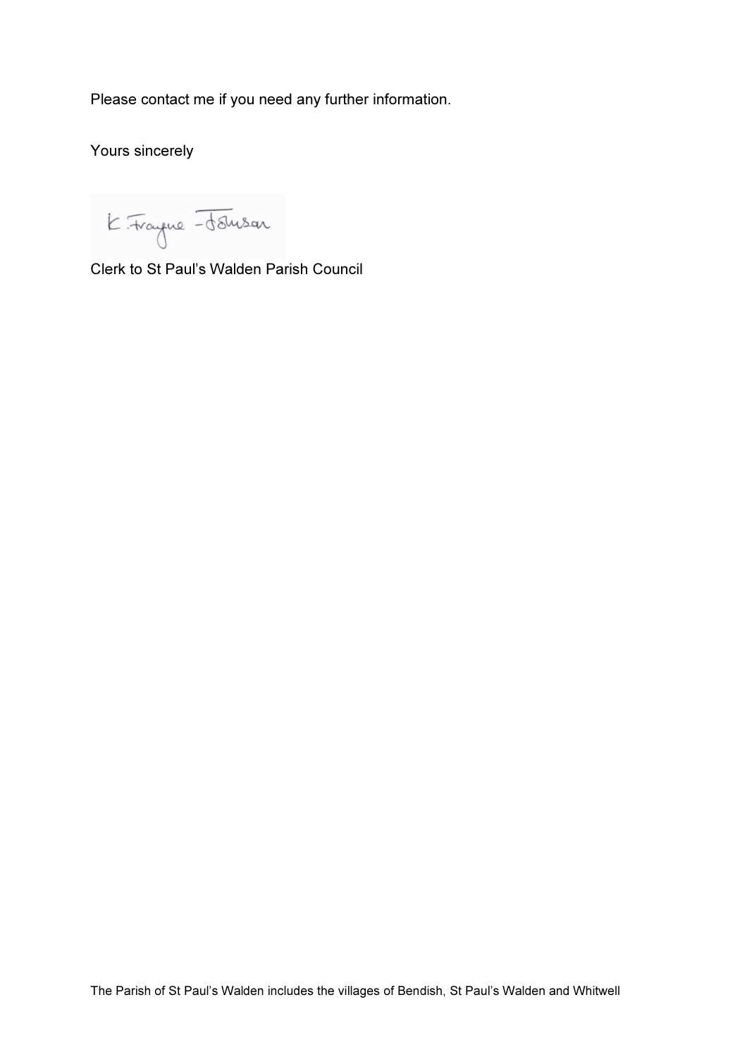Please contact me if you need any further information.

Yours sincerely

Clerk to St Paul's Walden Parish Council